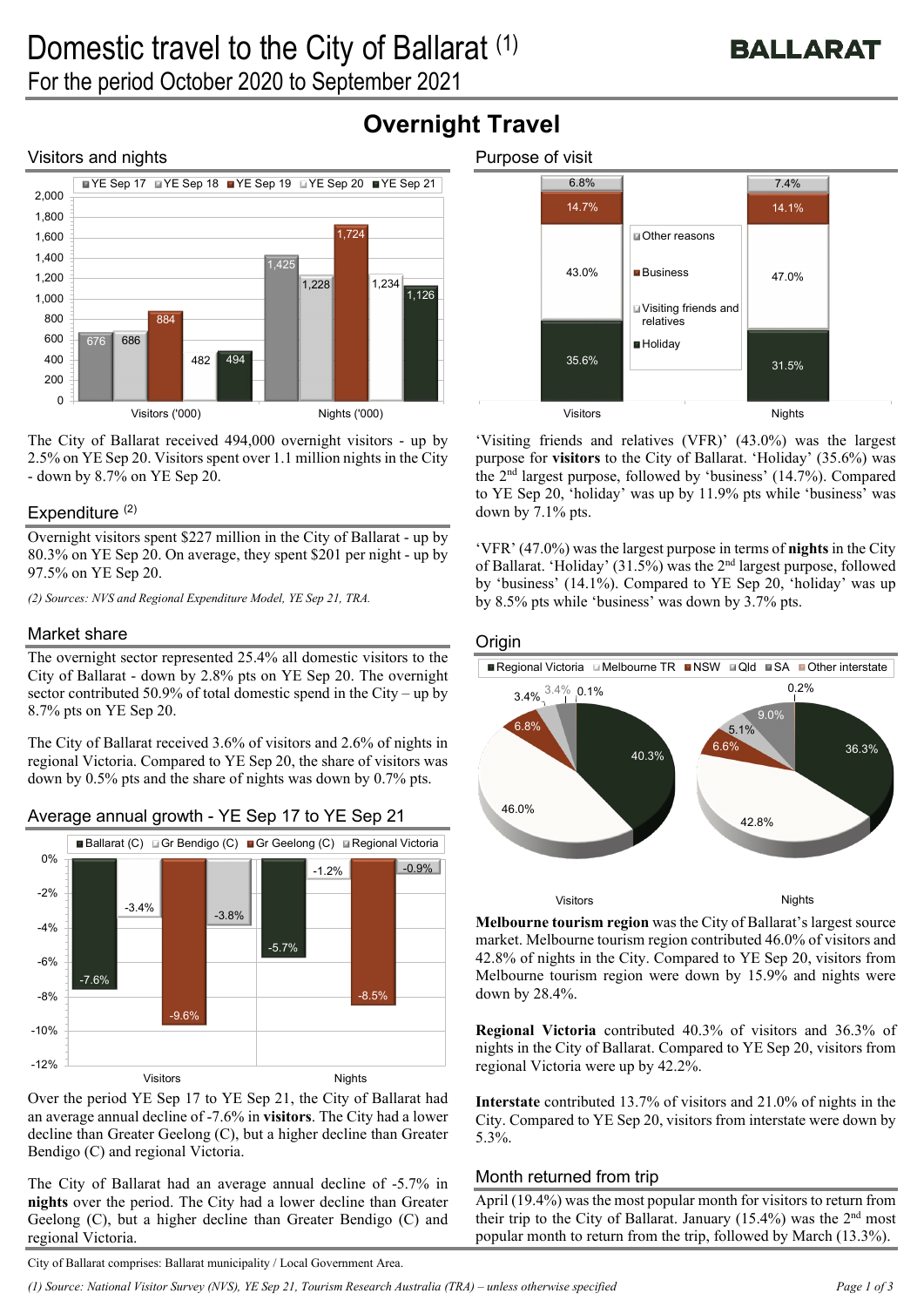# Domestic travel to the City of Ballarat (1)

For the period October 2020 to September 2021

## Overnight Travel

### Visitors and nights

The City of Ballarat received 494,000 overnight visitors - up by 2.5% on YE Sep 20. Visitors spent over 1.1 million nights in the City - down by 8.7% on YE Sep 20.

### Expenditure (2)

Overnight visitors spent $227 million in the City of Ballarat - up by 80.3% on YE Sep 20. On average, they spent $201 per night - up by 97.5% on YE Sep 20.

*(2) Sources: NVS and Regional Expenditure Model, YE Sep 21, TRA.*

### Market share

The overnight sector represented 25.4% all domestic visitors to the City of Ballarat - down by 2.8% pts on YE Sep 20. The overnight sector contributed 50.9% of total domestic spend in the City – up by 8.7% pts on YE Sep 20.

The City of Ballarat received 3.6% of visitors and 2.6% of nights in regional Victoria. Compared to YE Sep 20, the share of visitors was down by 0.5% pts and the share of nights was down by 0.7% pts.

### Average annual growth - YE Sep 17 to YE Sep 21

Over the period YE Sep 17 to YE Sep 21, the City of Ballarat had an average annual decline of -7.6% in **visitors**. The City had a lower decline than Greater Geelong (C), but a higher decline than Greater Bendigo (C) and regional Victoria.

The City of Ballarat had an average annual decline of -5.7% in **nights** over the period. The City had a lower decline than Greater Geelong (C), but a higher decline than Greater Bendigo (C) and regional Victoria.

### Purpose of visit

'Visiting friends and relatives (VFR)' (43.0%) was the largest purpose for **visitors** to the City of Ballarat. 'Holiday' (35.6%) was the 2nd largest purpose, followed by 'business' (14.7%). Compared to YE Sep 20, 'holiday' was up by 11.9% pts while 'business' was down by 7.1% pts.

'VFR' (47.0%) was the largest purpose in terms of **nights** in the City of Ballarat. 'Holiday' (31.5%) was the 2nd largest purpose, followed by 'business' (14.1%). Compared to YE Sep 20, 'holiday' was up by 8.5% pts while 'business' was down by 3.7% pts.

### Origin

**Melbourne tourism region** was the City of Ballarat's largest source market. Melbourne tourism region contributed 46.0% of visitors and 42.8% of nights in the City. Compared to YE Sep 20, visitors from Melbourne tourism region were down by 15.9% and nights were down by 28.4%.

**Regional Victoria** contributed 40.3% of visitors and 36.3% of nights in the City of Ballarat. Compared to YE Sep 20, visitors from regional Victoria were up by 42.2%.

**Interstate** contributed 13.7% of visitors and 21.0% of nights in the City. Compared to YE Sep 20, visitors from interstate were down by 5.3%.

### Month returned from trip

April (19.4%) was the most popular month for visitors to return from their trip to the City of Ballarat. January (15.4%) was the 2nd most popular month to return from the trip, followed by March (13.3%).

City of Ballarat comprises: Ballarat municipality / Local Government Area.

*(1) Source: National Visitor Survey (NVS), YE Sep 21, Tourism Research Australia (TRA) – unless otherwise specified*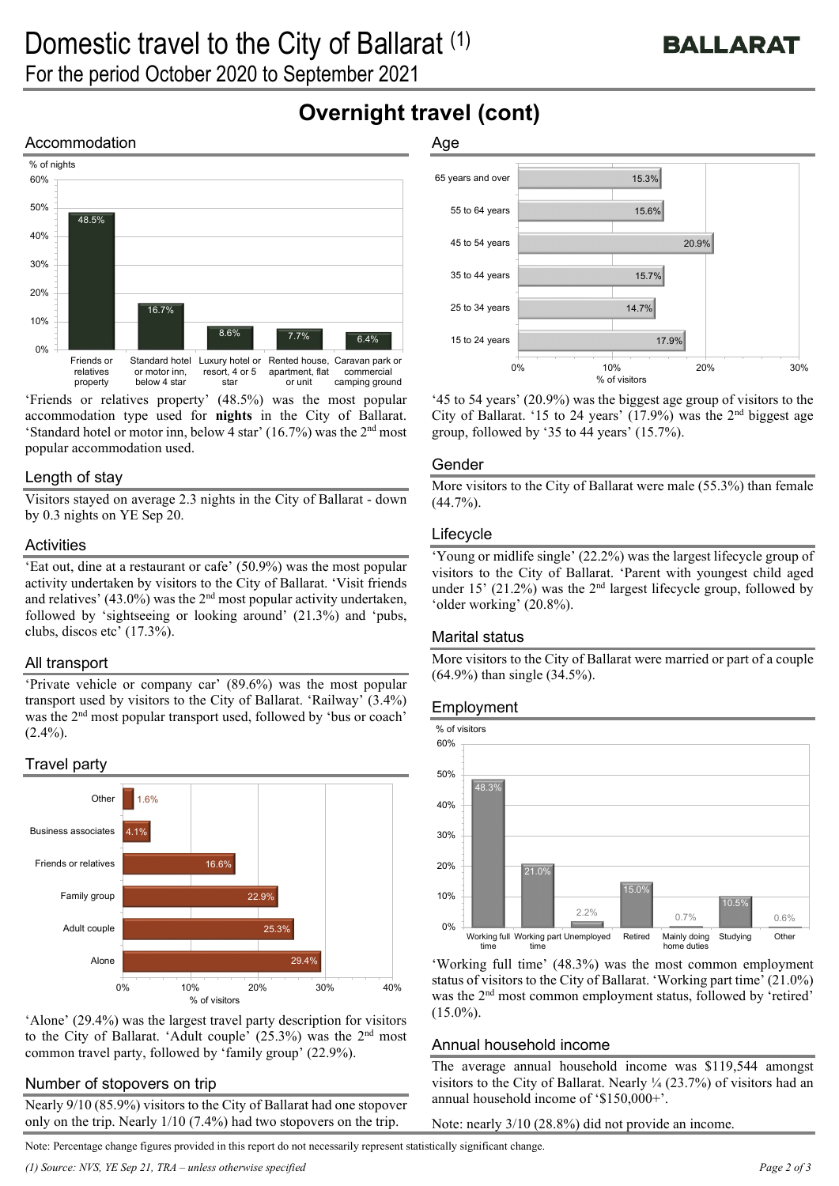# Domestic travel to the City of Ballarat [(1)]

For the period October 2020 to September 2021

## Overnight travel (cont)

### Accommodation

| Accommodation | % of nights |
| --- | --- |
| Friends or relatives property | 48.5% |
| Standard hotel or motor inn, below 4 star | 16.7% |
| Luxury hotel or resort, 4 or 5 star | 8.6% |
| Rented house, apartment, flat or unit | 7.7% |
| Caravan park or commercial camping ground | 6.4% |

'Friends or relatives property' (48.5%) was the most popular accommodation type used for **nights** in the City of Ballarat. 'Standard hotel or motor inn, below 4 star' (16.7%) was the 2nd most popular accommodation used.

### Length of stay

Visitors stayed on average 2.3 nights in the City of Ballarat - down by 0.3 nights on YE Sep 20.

### Activities

'Eat out, dine at a restaurant or cafe' (50.9%) was the most popular activity undertaken by visitors to the City of Ballarat. 'Visit friends and relatives' (43.0%) was the 2nd most popular activity undertaken, followed by 'sightseeing or looking around' (21.3%) and 'pubs, clubs, discos etc' (17.3%).

### All transport

'Private vehicle or company car' (89.6%) was the most popular transport used by visitors to the City of Ballarat. 'Railway' (3.4%) was the 2nd most popular transport used, followed by 'bus or coach' (2.4%).

### Travel party

| Travel party | % of visitors |
| --- | --- |
| Other | 1.6% |
| Business associates | 4.1% |
| Friends or relatives | 16.6% |
| Family group | 22.9% |
| Adult couple | 25.3% |
| Alone | 29.4% |

'Alone' (29.4%) was the largest travel party description for visitors to the City of Ballarat. 'Adult couple' (25.3%) was the 2nd most common travel party, followed by 'family group' (22.9%).

### Number of stopovers on trip

Nearly 9/10 (85.9%) visitors to the City of Ballarat had one stopover only on the trip. Nearly 1/10 (7.4%) had two stopovers on the trip.

### Age

| Age | % of visitors |
| --- | --- |
| 65 years and over | 15.3% |
| 55 to 64 years | 15.6% |
| 45 to 54 years | 20.9% |
| 35 to 44 years | 15.7% |
| 25 to 34 years | 14.7% |
| 15 to 24 years | 17.9% |

'45 to 54 years' (20.9%) was the biggest age group of visitors to the City of Ballarat. '15 to 24 years' (17.9%) was the 2nd biggest age group, followed by '35 to 44 years' (15.7%).

### Gender

More visitors to the City of Ballarat were male (55.3%) than female (44.7%).

### Lifecycle

'Young or midlife single' (22.2%) was the largest lifecycle group of visitors to the City of Ballarat. 'Parent with youngest child aged under 15' (21.2%) was the 2nd largest lifecycle group, followed by 'older working' (20.8%).

### Marital status

More visitors to the City of Ballarat were married or part of a couple (64.9%) than single (34.5%).

### Employment

| Employment | % of visitors |
| --- | --- |
| Working full time | 48.3% |
| Working part time | 21.0% |
| Unemployed | 2.2% |
| Retired | 15.0% |
| Mainly doing home duties | 0.7% |
| Studying | 10.5% |
| Other | 0.6% |

'Working full time' (48.3%) was the most common employment status of visitors to the City of Ballarat. 'Working part time' (21.0%) was the 2nd most common employment status, followed by 'retired' (15.0%).

### Annual household income

The average annual household income was $119,544 amongst visitors to the City of Ballarat. Nearly ¼ (23.7%) of visitors had an annual household income of '$150,000+'.

Note: nearly 3/10 (28.8%) did not provide an income.

Note: Percentage change figures provided in this report do not necessarily represent statistically significant change.

*(1) Source: NVS, YE Sep 21, TRA – unless otherwise specified*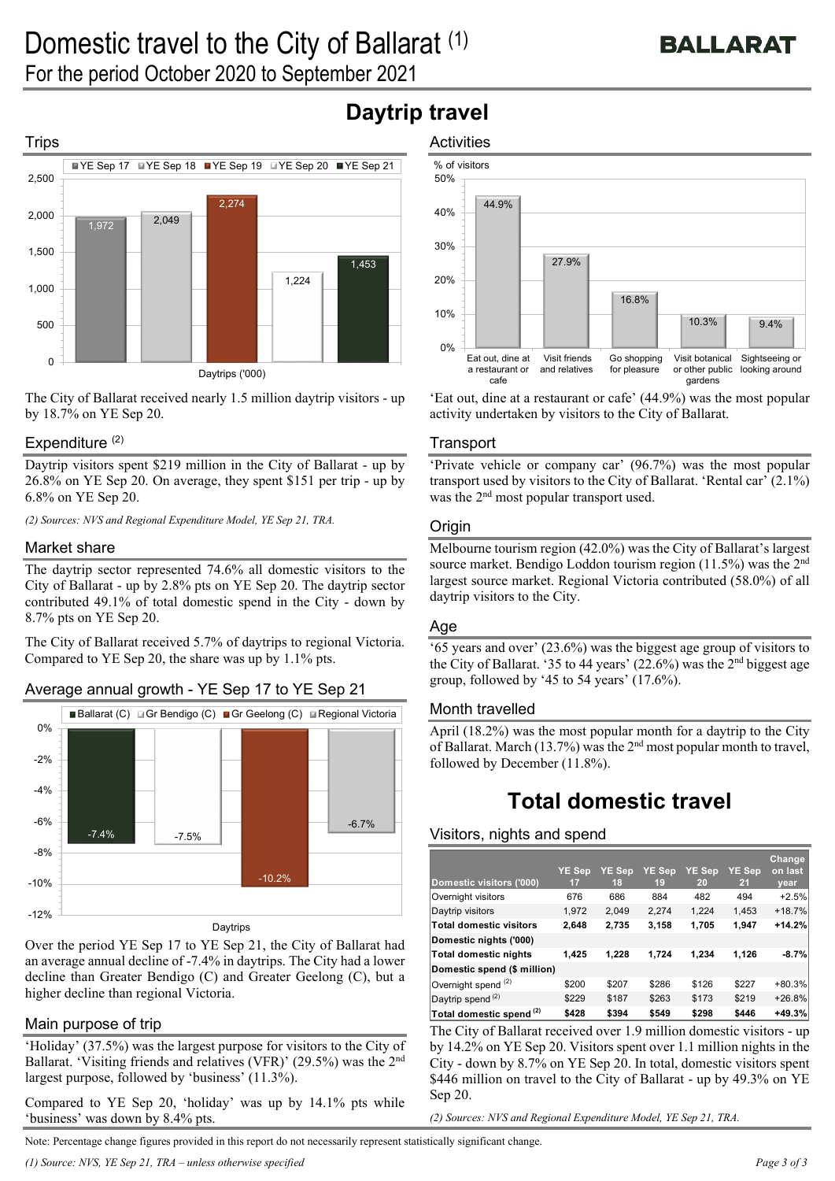# Domestic travel to the City of Ballarat (1)

For the period October 2020 to September 2021

BALLARAT

## Daytrip travel

### Trips

YE Sep 17 YE Sep 18 YE Sep 19 YE Sep 20 YE Sep 21

2,500
2,000
1,500
1,000
500
0

1,972
2,049
2,274
1,224
1,453

Daytrips ('000)

The City of Ballarat received nearly 1.5 million daytrip visitors - up by 18.7% on YE Sep 20.

### Expenditure (2)

Daytrip visitors spent $219 million in the City of Ballarat - up by 26.8% on YE Sep 20. On average, they spent $151 per trip - up by 6.8% on YE Sep 20.

*(2) Sources: NVS and Regional Expenditure Model, YE Sep 21, TRA.*

### Market share

The daytrip sector represented 74.6% all domestic visitors to the City of Ballarat - up by 2.8% pts on YE Sep 20. The daytrip sector contributed 49.1% of total domestic spend in the City - down by 8.7% pts on YE Sep 20.

The City of Ballarat received 5.7% of daytrips to regional Victoria. Compared to YE Sep 20, the share was up by 1.1% pts.

### Average annual growth - YE Sep 17 to YE Sep 21

Ballarat (C) Gr Bendigo (C) Gr Geelong (C) Regional Victoria

0%
-2%
-4%
-6%
-8%
-10%
-12%

-7.4%
-7.5%
-10.2%
-6.7%

Daytrips

Over the period YE Sep 17 to YE Sep 21, the City of Ballarat had an average annual decline of -7.4% in daytrips. The City had a lower decline than Greater Bendigo (C) and Greater Geelong (C), but a higher decline than regional Victoria.

### Main purpose of trip

'Holiday' (37.5%) was the largest purpose for visitors to the City of Ballarat. 'Visiting friends and relatives (VFR)' (29.5%) was the 2nd largest purpose, followed by 'business' (11.3%).

Compared to YE Sep 20, 'holiday' was up by 14.1% pts while 'business' was down by 8.4% pts.

### Activities

% of visitors

50%
40%
30%
20%
10%
0%

44.9%
27.9%
16.8%
10.3%
9.4%

Eat out, dine at a restaurant or cafe
Visit friends and relatives
Go shopping for pleasure
Visit botanical or other public gardens
Sightseeing or looking around

'Eat out, dine at a restaurant or cafe' (44.9%) was the most popular activity undertaken by visitors to the City of Ballarat.

### Transport

'Private vehicle or company car' (96.7%) was the most popular transport used by visitors to the City of Ballarat. 'Rental car' (2.1%) was the 2nd most popular transport used.

### Origin

Melbourne tourism region (42.0%) was the City of Ballarat's largest source market. Bendigo Loddon tourism region (11.5%) was the 2nd largest source market. Regional Victoria contributed (58.0%) of all daytrip visitors to the City.

### Age

'65 years and over' (23.6%) was the biggest age group of visitors to the City of Ballarat. '35 to 44 years' (22.6%) was the 2nd biggest age group, followed by '45 to 54 years' (17.6%).

### Month travelled

April (18.2%) was the most popular month for a daytrip to the City of Ballarat. March (13.7%) was the 2nd most popular month to travel, followed by December (11.8%).

## Total domestic travel

### Visitors, nights and spend

| Domestic visitors ('000) | YE Sep 17 | YE Sep 18 | YE Sep 19 | YE Sep 20 | YE Sep 21 | Change on last year |
|---|---|---|---|---|---|---|
| Overnight visitors | 676 | 686 | 884 | 482 | 494 | +2.5% |
| Daytrip visitors | 1,972 | 2,049 | 2,274 | 1,224 | 1,453 | +18.7% |
| **Total domestic visitors** | **2,648** | **2,735** | **3,158** | **1,705** | **1,947** | **+14.2%** |
| **Domestic nights ('000)** | | | | | | |
| **Total domestic nights** | **1,425** | **1,228** | **1,724** | **1,234** | **1,126** | **-8.7%** |
| **Domestic spend ($ million)** | | | | | | |
| Overnight spend (2) | $200 | $207 | $286 | $126 | $227 | +80.3% |
| Daytrip spend (2) | $229 | $187 | $263 | $173 | $219 | +26.8% |
| **Total domestic spend (2)** | **$428** | **$394** | **$549** | **$298** | **$446** | **+49.3%** |

The City of Ballarat received over 1.9 million domestic visitors - up by 14.2% on YE Sep 20. Visitors spent over 1.1 million nights in the City - down by 8.7% on YE Sep 20. In total, domestic visitors spent $446 million on travel to the City of Ballarat - up by 49.3% on YE Sep 20.

*(2) Sources: NVS and Regional Expenditure Model, YE Sep 21, TRA.*

Note: Percentage change figures provided in this report do not necessarily represent statistically significant change.

*(1) Source: NVS, YE Sep 21, TRA – unless otherwise specified*